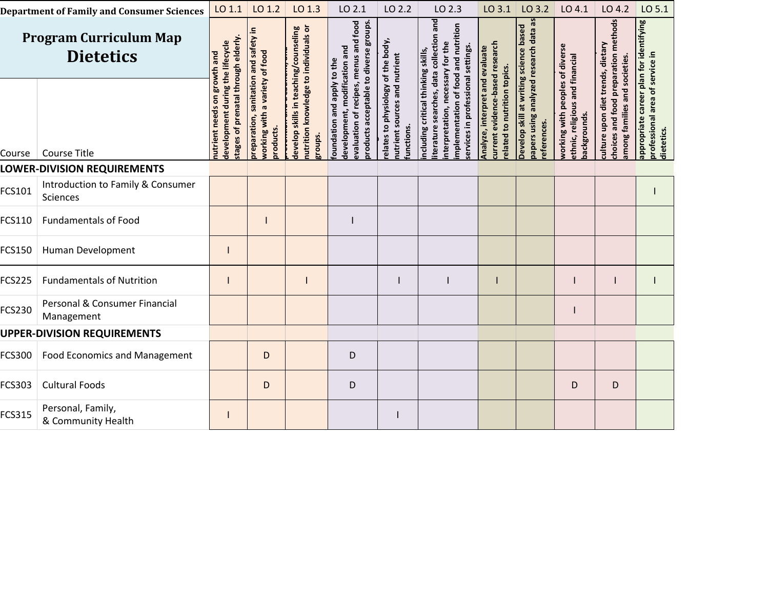**Department of Family and Consumer Sciences**

# Program Curriculum Map
# Dietetics

| Course | Course Title | LO 1.1 | LO 1.2 | LO 1.3 | LO 2.1 | LO 2.2 | LO 2.3 | LO 3.1 | LO 3.2 | LO 4.1 | LO 4.2 | LO 5.1 |
|---|---|---|---|---|---|---|---|---|---|---|---|---|
| | | nutrient needs on growth and development during the lifecycle stages of prenatal through elderly. | preparation, sanitation and safety in working with a variety of food products. | develop skills in teaching/counseling nutrition knowledge to individuals or groups. | foundation and apply to the development, modification and evaluation of recipes, menus and food products acceptable to diverse groups. | relates to physiology of the body, nutrient sources and nutrient functions. | including critical thinking skills, literature searches, data collection and interpretation, necessary for the implementation of food and nutrition services in professional settings. | Analyze, interpret and evaluate current evidence-based research related to nutrition topics. | Develop skill at writing science based papers using analyzed research data as references. | working with peoples of diverse ethnic, religious and financial backgrounds. | culture upon diet trends, dietary choices and food preparation methods among families and societies. | appropriate career plan for identifying professional area of service in dietetics. |
| **LOWER-DIVISION REQUIREMENTS** | | | | | | | | | | | | |
| FCS101 | Introduction to Family & Consumer Sciences | | | | | | | | | | | I |
| FCS110 | Fundamentals of Food | | I | | I | | | | | | | |
| FCS150 | Human Development | I | | | | | | | | | | |
| FCS225 | Fundamentals of Nutrition | I | | I | | I | I | I | | I | I | I |
| FCS230 | Personal & Consumer Financial Management | | | | | | | | | I | | |
| **UPPER-DIVISION REQUIREMENTS** | | | | | | | | | | | | |
| FCS300 | Food Economics and Management | | D | | D | | | | | | | |
| FCS303 | Cultural Foods | | D | | D | | | | | D | D | |
| FCS315 | Personal, Family, & Community Health | I | | | | I | | | | | | |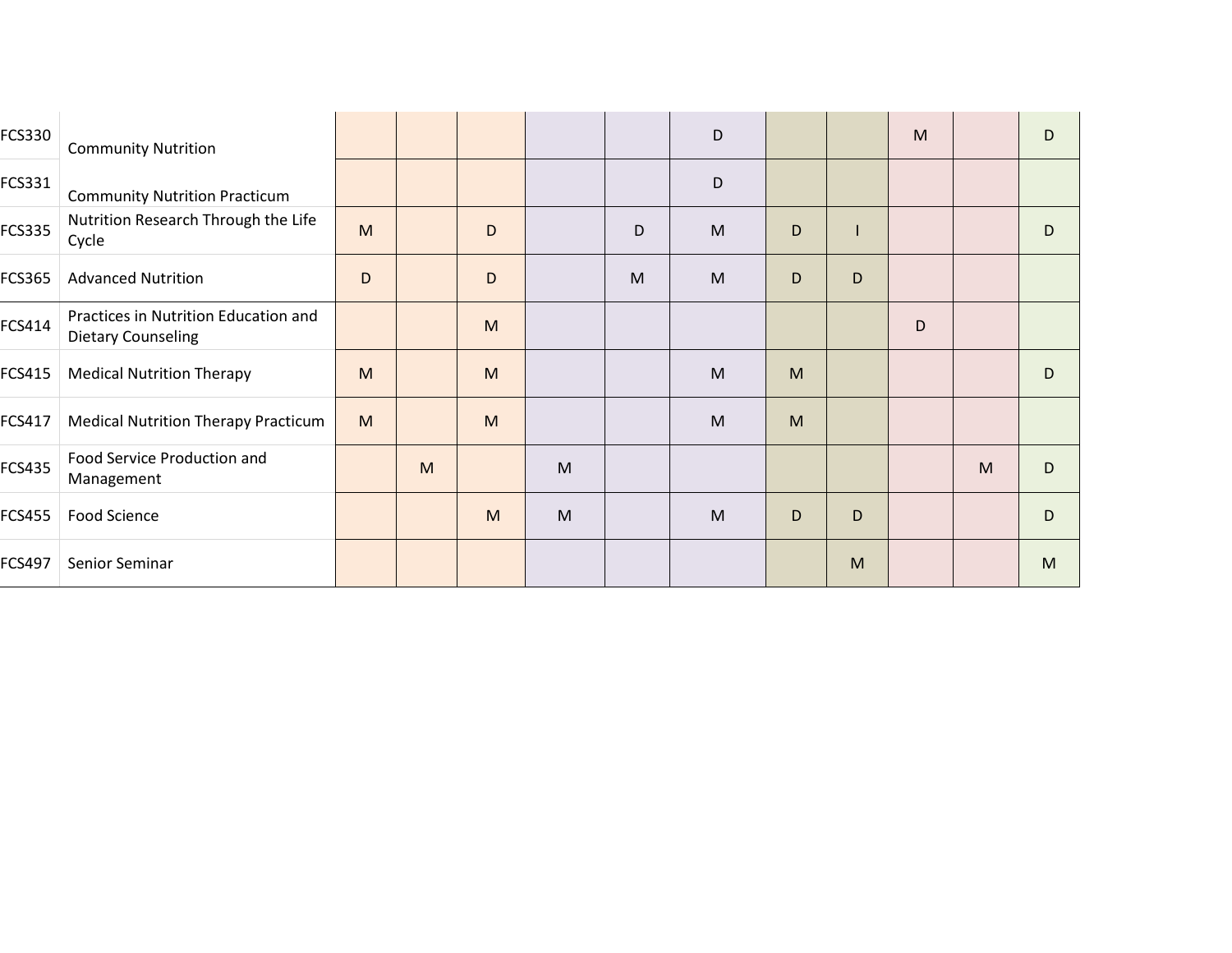| | | | | | | | | | | | | |
|---|---|---|---|---|---|---|---|---|---|---|---|---|
| FCS330 | Community Nutrition | | | | | | D | | | M | | D |
| FCS331 | Community Nutrition Practicum | | | | | | D | | | | | |
| FCS335 | Nutrition Research Through the Life Cycle | M | | D | | D | M | D | I | | | D |
| FCS365 | Advanced Nutrition | D | | D | | M | M | D | D | | | |
| FCS414 | Practices in Nutrition Education and Dietary Counseling | | | M | | | | | | D | | |
| FCS415 | Medical Nutrition Therapy | M | | M | | | M | M | | | | D |
| FCS417 | Medical Nutrition Therapy Practicum | M | | M | | | M | M | | | | |
| FCS435 | Food Service Production and Management | | M | | M | | | | | | M | D |
| FCS455 | Food Science | | | M | M | | M | D | D | | | D |
| FCS497 | Senior Seminar | | | | | | | | M | | | M |